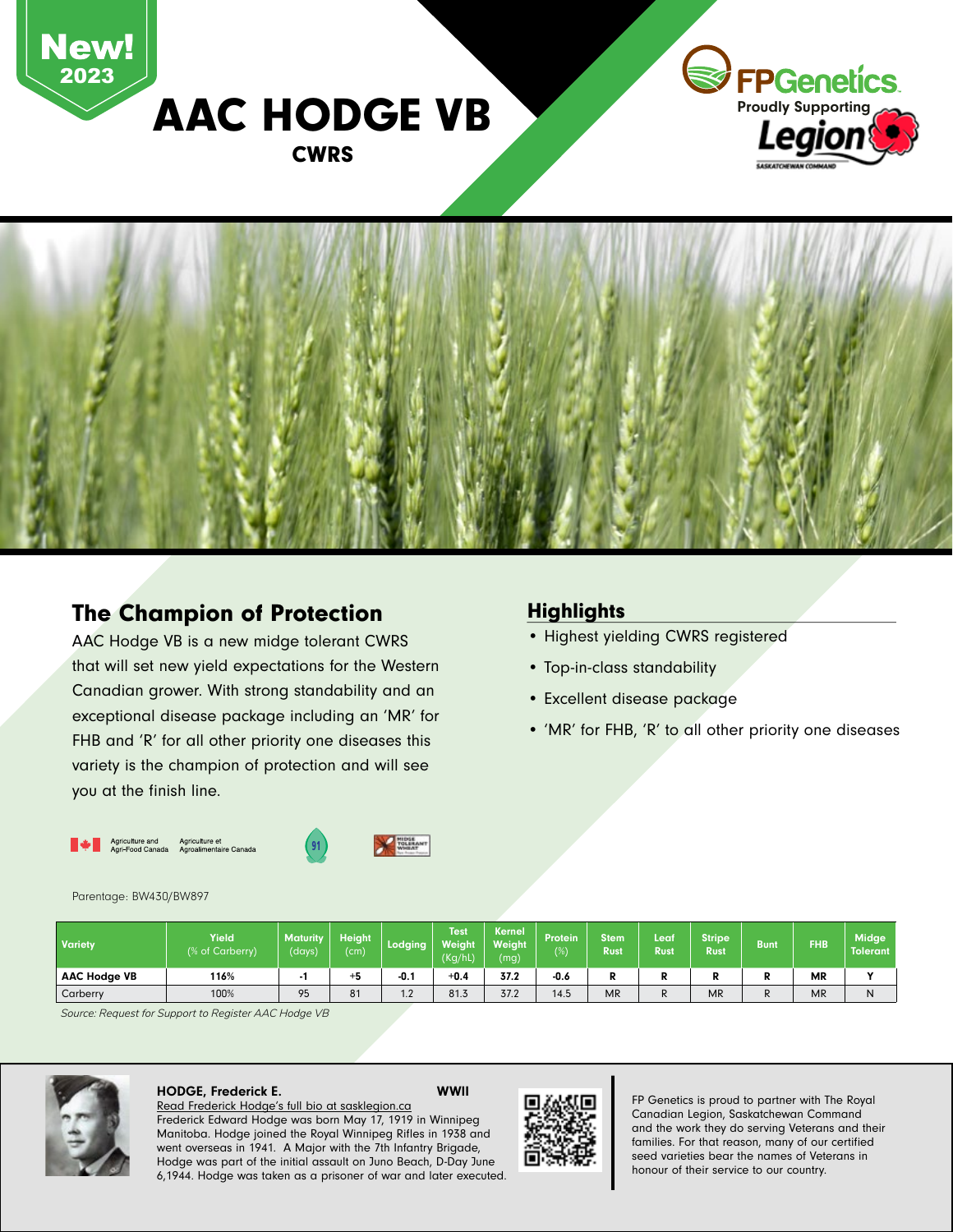New! 2023

# AAC HODGE VB

**CWRS**

FPGenetics

Proudly Supporting Legion

SASKATCHEWAN COMMAND

## The Champion of Protection

AAC Hodge VB is a new midge tolerant CWRS that will set new yield expectations for the Western Canadian grower. With strong standability and an exceptional disease package including an 'MR' for FHB and 'R' for all other priority one diseases this variety is the champion of protection and will see you at the finish line.

## Highlights

- Highest yielding CWRS registered
- Top-in-class standability
- Excellent disease package
- 'MR' for FHB, 'R' to all other priority one diseases

Agriculture and Agri-Food Canada / Agriculture et Agroalimentaire Canada

91

Midge Tolerant Wheat

Parentage: BW430/BW897

| Variety | Yield (% of Carberry) | Maturity (days) | Height (cm) | Lodging | Test Weight (Kg/hL) | Kernel Weight (mg) | Protein (%) | Stem Rust | Leaf Rust | Stripe Rust | Bunt | FHB | Midge Tolerant |
|---|---|---|---|---|---|---|---|---|---|---|---|---|---|
| **AAC Hodge VB** | **116%** | **-1** | **+5** | **-0.1** | **+0.4** | **37.2** | **-0.6** | **R** | **R** | **R** | **R** | **MR** | **Y** |
| Carberry | 100% | 95 | 81 | 1.2 | 81.3 | 37.2 | 14.5 | MR | R | MR | R | MR | N |

*Source: Request for Support to Register AAC Hodge VB*

**HODGE, Frederick E.** **WWII**

Read Frederick Hodge's full bio at sasklegion.ca

Frederick Edward Hodge was born May 17, 1919 in Winnipeg Manitoba. Hodge joined the Royal Winnipeg Rifles in 1938 and went overseas in 1941. A Major with the 7th Infantry Brigade, Hodge was part of the initial assault on Juno Beach, D-Day June 6,1944. Hodge was taken as a prisoner of war and later executed.

FP Genetics is proud to partner with The Royal Canadian Legion, Saskatchewan Command and the work they do serving Veterans and their families. For that reason, many of our certified seed varieties bear the names of Veterans in honour of their service to our country.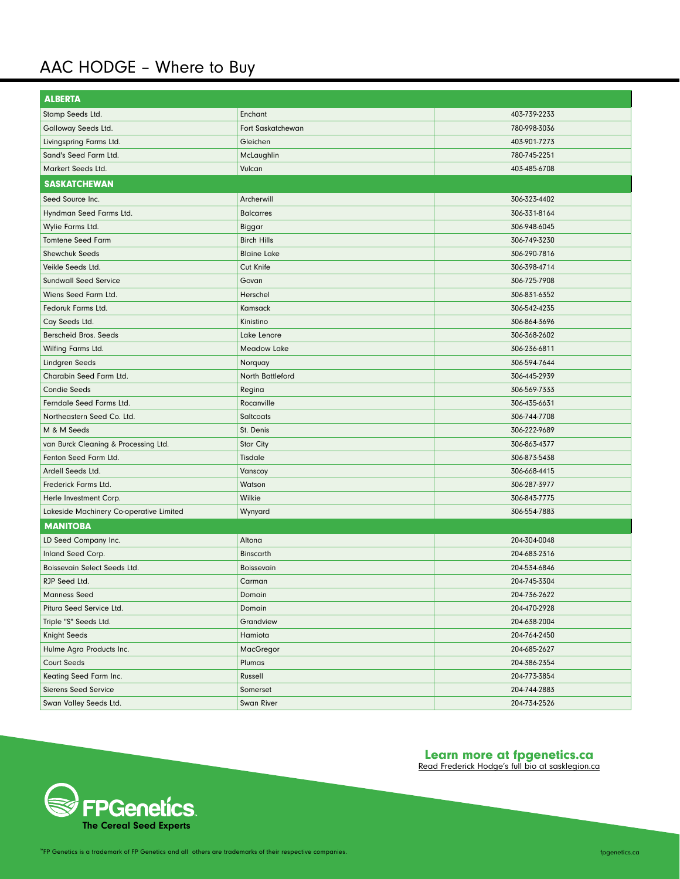# AAC HODGE – Where to Buy

| | | |
|---|---|---|
| **ALBERTA** | | |
| Stamp Seeds Ltd. | Enchant | 403-739-2233 |
| Galloway Seeds Ltd. | Fort Saskatchewan | 780-998-3036 |
| Livingspring Farms Ltd. | Gleichen | 403-901-7273 |
| Sand's Seed Farm Ltd. | McLaughlin | 780-745-2251 |
| Markert Seeds Ltd. | Vulcan | 403-485-6708 |
| **SASKATCHEWAN** | | |
| Seed Source Inc. | Archerwill | 306-323-4402 |
| Hyndman Seed Farms Ltd. | Balcarres | 306-331-8164 |
| Wylie Farms Ltd. | Biggar | 306-948-6045 |
| Tomtene Seed Farm | Birch Hills | 306-749-3230 |
| Shewchuk Seeds | Blaine Lake | 306-290-7816 |
| Veikle Seeds Ltd. | Cut Knife | 306-398-4714 |
| Sundwall Seed Service | Govan | 306-725-7908 |
| Wiens Seed Farm Ltd. | Herschel | 306-831-6352 |
| Fedoruk Farms Ltd. | Kamsack | 306-542-4235 |
| Cay Seeds Ltd. | Kinistino | 306-864-3696 |
| Berscheid Bros. Seeds | Lake Lenore | 306-368-2602 |
| Wilfing Farms Ltd. | Meadow Lake | 306-236-6811 |
| Lindgren Seeds | Norquay | 306-594-7644 |
| Charabin Seed Farm Ltd. | North Battleford | 306-445-2939 |
| Condie Seeds | Regina | 306-569-7333 |
| Ferndale Seed Farms Ltd. | Rocanville | 306-435-6631 |
| Northeastern Seed Co. Ltd. | Saltcoats | 306-744-7708 |
| M & M Seeds | St. Denis | 306-222-9689 |
| van Burck Cleaning & Processing Ltd. | Star City | 306-863-4377 |
| Fenton Seed Farm Ltd. | Tisdale | 306-873-5438 |
| Ardell Seeds Ltd. | Vanscoy | 306-668-4415 |
| Frederick Farms Ltd. | Watson | 306-287-3977 |
| Herle Investment Corp. | Wilkie | 306-843-7775 |
| Lakeside Machinery Co-operative Limited | Wynyard | 306-554-7883 |
| **MANITOBA** | | |
| LD Seed Company Inc. | Altona | 204-304-0048 |
| Inland Seed Corp. | Binscarth | 204-683-2316 |
| Boissevain Select Seeds Ltd. | Boissevain | 204-534-6846 |
| RJP Seed Ltd. | Carman | 204-745-3304 |
| Manness Seed | Domain | 204-736-2622 |
| Pitura Seed Service Ltd. | Domain | 204-470-2928 |
| Triple "S" Seeds Ltd. | Grandview | 204-638-2004 |
| Knight Seeds | Hamiota | 204-764-2450 |
| Hulme Agra Products Inc. | MacGregor | 204-685-2627 |
| Court Seeds | Plumas | 204-386-2354 |
| Keating Seed Farm Inc. | Russell | 204-773-3854 |
| Sierens Seed Service | Somerset | 204-744-2883 |
| Swan Valley Seeds Ltd. | Swan River | 204-734-2526 |

**Learn more at fpgenetics.ca**

Read Frederick Hodge's full bio at sasklegion.ca

FPGenetics. The Cereal Seed Experts

™FP Genetics is a trademark of FP Genetics and all others are trademarks of their respective companies.

fpgenetics.ca